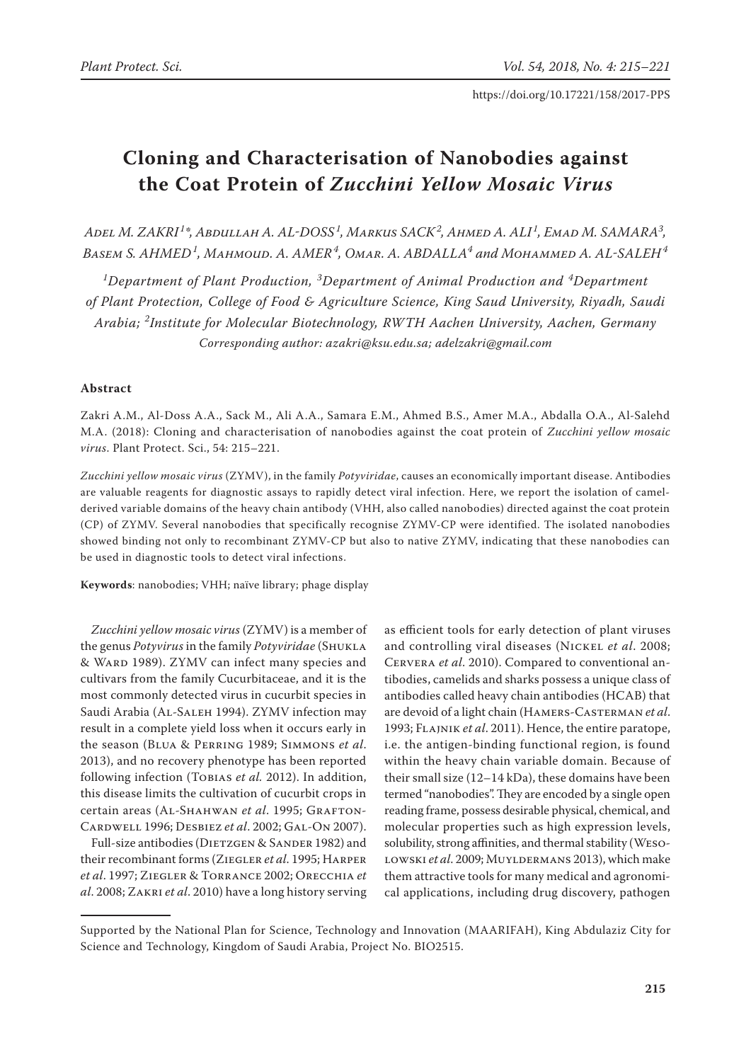https://doi.org/10.17221/158/2017-PPS

# Cloning and Characterisation of Nanobodies against the Coat Protein of *Zucchini Yellow Mosaic Virus*

*Adel M. ZAKRI[1]\*, Abdullah A. AL-DOSS[1], Markus SACK[2], Ahmed A. ALI[1], Emad M. SAMARA[3], Basem S. AHMED[1], Mahmoud. A. AMER[4], Omar. A. ABDALLA[4] and Mohammed A. AL-SALEH[4]*

*[1]Department of Plant Production, [3]Department of Animal Production and [4]Department of Plant Protection, College of Food & Agriculture Science, King Saud University, Riyadh, Saudi Arabia; [2]Institute for Molecular Biotechnology, RWTH Aachen University, Aachen, Germany*

*Corresponding author: azakri@ksu.edu.sa; adelzakri@gmail.com*

### Abstract

Zakri A.M., Al-Doss A.A., Sack M., Ali A.A., Samara E.M., Ahmed B.S., Amer M.A., Abdalla O.A., Al-Salehd M.A. (2018): Cloning and characterisation of nanobodies against the coat protein of *Zucchini yellow mosaic virus*. Plant Protect. Sci., 54: 215–221.

*Zucchini yellow mosaic virus* (ZYMV), in the family *Potyviridae*, causes an economically important disease. Antibodies are valuable reagents for diagnostic assays to rapidly detect viral infection. Here, we report the isolation of camel-derived variable domains of the heavy chain antibody (VHH, also called nanobodies) directed against the coat protein (CP) of ZYMV. Several nanobodies that specifically recognise ZYMV-CP were identified. The isolated nanobodies showed binding not only to recombinant ZYMV-CP but also to native ZYMV, indicating that these nanobodies can be used in diagnostic tools to detect viral infections.

**Keywords**: nanobodies; VHH; naïve library; phage display

*Zucchini yellow mosaic virus* (ZYMV) is a member of the genus *Potyvirus* in the family *Potyviridae* (Shukla & Ward 1989). ZYMV can infect many species and cultivars from the family Cucurbitaceae, and it is the most commonly detected virus in cucurbit species in Saudi Arabia (Al-Saleh 1994). ZYMV infection may result in a complete yield loss when it occurs early in the season (Blua & Perring 1989; Simmons *et al*. 2013), and no recovery phenotype has been reported following infection (Tobias *et al.* 2012). In addition, this disease limits the cultivation of cucurbit crops in certain areas (Al-Shahwan *et al*. 1995; Grafton-Cardwell 1996; Desbiez *et al*. 2002; Gal-On 2007).

Full-size antibodies (Dietzgen & Sander 1982) and their recombinant forms (Ziegler *et al*. 1995; Harper *et al*. 1997; Ziegler & Torrance 2002; Orecchia *et al*. 2008; Zakri *et al*. 2010) have a long history serving as efficient tools for early detection of plant viruses and controlling viral diseases (Nickel *et al*. 2008; Cervera *et al*. 2010). Compared to conventional antibodies, camelids and sharks possess a unique class of antibodies called heavy chain antibodies (HCAB) that are devoid of a light chain (Hamers-Casterman *et al*. 1993; Flajnik *et al*. 2011). Hence, the entire paratope, i.e. the antigen-binding functional region, is found within the heavy chain variable domain. Because of their small size (12–14 kDa), these domains have been termed "nanobodies". They are encoded by a single open reading frame, possess desirable physical, chemical, and molecular properties such as high expression levels, solubility, strong affinities, and thermal stability (Wesolowski *et al*. 2009; Muyldermans 2013), which make them attractive tools for many medical and agronomical applications, including drug discovery, pathogen

Supported by the National Plan for Science, Technology and Innovation (MAARIFAH), King Abdulaziz City for Science and Technology, Kingdom of Saudi Arabia, Project No. BIO2515.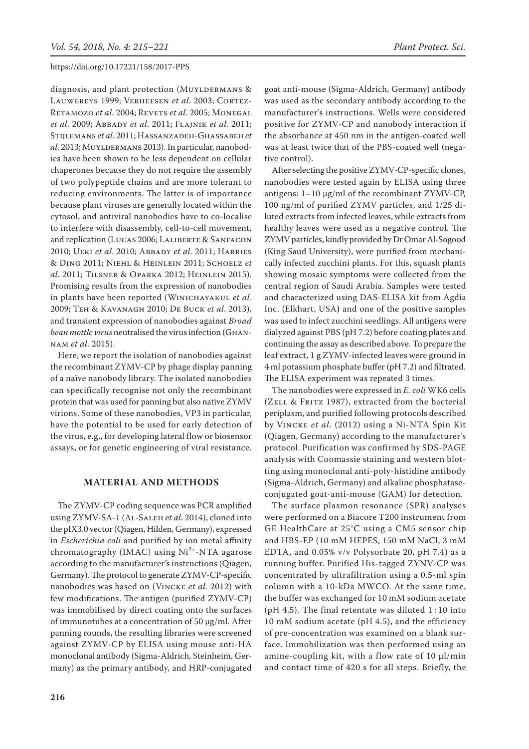diagnosis, and plant protection (Muyldermans & Lauwereys 1999; Verheesen *et al*. 2003; Cortez-Retamozo *et al*. 2004; Revets *et al*. 2005; Monegal *et al*. 2009; Abbady *et al*. 2011; Flajnik *et al*. 2011; Stijlemans *et al*. 2011; Hassanzadeh-Ghassabeh *et al*. 2013; Muyldermans 2013). In particular, nanobodies have been shown to be less dependent on cellular chaperones because they do not require the assembly of two polypeptide chains and are more tolerant to reducing environments. The latter is of importance because plant viruses are generally located within the cytosol, and antiviral nanobodies have to co-localise to interfere with disassembly, cell-to-cell movement, and replication (Lucas 2006; Laliberte & Sanfacon 2010; Ueki *et al*. 2010; Abbady *et al*. 2011; Harries & Ding 2011; Niehl & Heinlein 2011; Schoelz *et al*. 2011; Tilsner & Oparka 2012; Heinlein 2015). Promising results from the expression of nanobodies in plants have been reported (Winichayakul *et al*. 2009; Teh & Kavanagh 2010; De Buck *et al*. 2013), and transient expression of nanobodies against *Broad bean mottle virus* neutralised the virus infection (Ghannam *et al*. 2015).

Here, we report the isolation of nanobodies against the recombinant ZYMV-CP by phage display panning of a naïve nanobody library. The isolated nanobodies can specifically recognise not only the recombinant protein that was used for panning but also native ZYMV virions. Some of these nanobodies, VP3 in particular, have the potential to be used for early detection of the virus, e.g., for developing lateral flow or biosensor assays, or for genetic engineering of viral resistance.

## MATERIAL AND METHODS

The ZYMV-CP coding sequence was PCR amplified using ZYMV-SA-1 (Al-Saleh *et al*. 2014), cloned into the pIX3.0 vector (Qiagen, Hilden, Germany), expressed in *Escherichia coli* and purified by ion metal affinity chromatography (IMAC) using $Ni^{2+}$-NTA agarose according to the manufacturer's instructions (Qiagen, Germany). The protocol to generate ZYMV-CP-specific nanobodies was based on (Vincke *et al*. 2012) with few modifications. The antigen (purified ZYMV-CP) was immobilised by direct coating onto the surfaces of immunotubes at a concentration of 50 µg/ml. After panning rounds, the resulting libraries were screened against ZYMV-CP by ELISA using mouse anti-HA monoclonal antibody (Sigma-Aldrich, Steinheim, Germany) as the primary antibody, and HRP-conjugated goat anti-mouse (Sigma-Aldrich, Germany) antibody was used as the secondary antibody according to the manufacturer's instructions. Wells were considered positive for ZYMV-CP and nanobody interaction if the absorbance at 450 nm in the antigen-coated well was at least twice that of the PBS-coated well (negative control).

After selecting the positive ZYMV-CP-specific clones, nanobodies were tested again by ELISA using three antigens: 1–10 µg/ml of the recombinant ZYMV-CP, 100 ng/ml of purified ZYMV particles, and 1/25 diluted extracts from infected leaves, while extracts from healthy leaves were used as a negative control. The ZYMV particles, kindly provided by Dr Omar Al-Sogood (King Saud University), were purified from mechanically infected zucchini plants. For this, squash plants showing mosaic symptoms were collected from the central region of Saudi Arabia. Samples were tested and characterized using DAS-ELISA kit from Agdia Inc. (Elkhart, USA) and one of the positive samples was used to infect zucchini seedlings. All antigens were dialyzed against PBS (pH 7.2) before coating plates and continuing the assay as described above. To prepare the leaf extract, 1 g ZYMV-infected leaves were ground in 4 ml potassium phosphate buffer (pH 7.2) and filtrated. The ELISA experiment was repeated 3 times.

The nanobodies were expressed in *E. coli* WK6 cells (Zell & Fritz 1987), extracted from the bacterial periplasm, and purified following protocols described by Vincke *et al*. (2012) using a Ni-NTA Spin Kit (Qiagen, Germany) according to the manufacturer's protocol. Purification was confirmed by SDS-PAGE analysis with Coomassie staining and western blotting using monoclonal anti-poly-histidine antibody (Sigma-Aldrich, Germany) and alkaline phosphatase-conjugated goat-anti-mouse (GAM) for detection.

The surface plasmon resonance (SPR) analyses were performed on a Biacore T200 instrument from GE HealthCare at 25°C using a CM5 sensor chip and HBS-EP (10 mM HEPES, 150 mM NaCl, 3 mM EDTA, and 0.05% v/v Polysorbate 20, pH 7.4) as a running buffer. Purified His-tagged ZYNV-CP was concentrated by ultrafiltration using a 0.5-ml spin column with a 10-kDa MWCO. At the same time, the buffer was exchanged for 10 mM sodium acetate (pH 4.5). The final retentate was diluted 1 : 10 into 10 mM sodium acetate (pH 4.5), and the efficiency of pre-concentration was examined on a blank surface. Immobilization was then performed using an amine-coupling kit, with a flow rate of 10 µl/min and contact time of 420 s for all steps. Briefly, the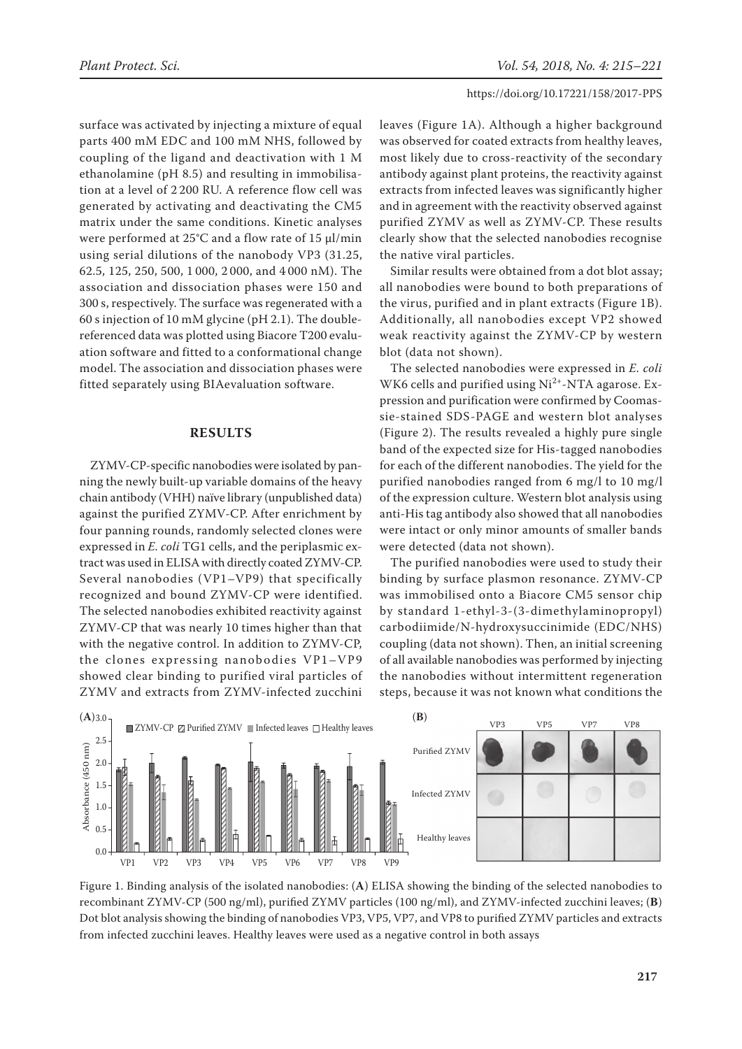surface was activated by injecting a mixture of equal parts 400 mM EDC and 100 mM NHS, followed by coupling of the ligand and deactivation with 1 M ethanolamine (pH 8.5) and resulting in immobilisation at a level of 2 200 RU. A reference flow cell was generated by activating and deactivating the CM5 matrix under the same conditions. Kinetic analyses were performed at 25°C and a flow rate of 15 µl/min using serial dilutions of the nanobody VP3 (31.25, 62.5, 125, 250, 500, 1 000, 2 000, and 4 000 nM). The association and dissociation phases were 150 and 300 s, respectively. The surface was regenerated with a 60 s injection of 10 mM glycine (pH 2.1). The double-referenced data was plotted using Biacore T200 evaluation software and fitted to a conformational change model. The association and dissociation phases were fitted separately using BIAevaluation software.

## RESULTS

ZYMV-CP-specific nanobodies were isolated by panning the newly built-up variable domains of the heavy chain antibody (VHH) naïve library (unpublished data) against the purified ZYMV-CP. After enrichment by four panning rounds, randomly selected clones were expressed in *E. coli* TG1 cells, and the periplasmic extract was used in ELISA with directly coated ZYMV-CP. Several nanobodies (VP1–VP9) that specifically recognized and bound ZYMV-CP were identified. The selected nanobodies exhibited reactivity against ZYMV-CP that was nearly 10 times higher than that with the negative control. In addition to ZYMV-CP, the clones expressing nanobodies VP1–VP9 showed clear binding to purified viral particles of ZYMV and extracts from ZYMV-infected zucchini leaves (Figure 1A). Although a higher background was observed for coated extracts from healthy leaves, most likely due to cross-reactivity of the secondary antibody against plant proteins, the reactivity against extracts from infected leaves was significantly higher and in agreement with the reactivity observed against purified ZYMV as well as ZYMV-CP. These results clearly show that the selected nanobodies recognise the native viral particles.

Similar results were obtained from a dot blot assay; all nanobodies were bound to both preparations of the virus, purified and in plant extracts (Figure 1B). Additionally, all nanobodies except VP2 showed weak reactivity against the ZYMV-CP by western blot (data not shown).

The selected nanobodies were expressed in *E. coli* WK6 cells and purified using $Ni^{2+}$-NTA agarose. Expression and purification were confirmed by Coomassie-stained SDS-PAGE and western blot analyses (Figure 2). The results revealed a highly pure single band of the expected size for His-tagged nanobodies for each of the different nanobodies. The yield for the purified nanobodies ranged from 6 mg/l to 10 mg/l of the expression culture. Western blot analysis using anti-His tag antibody also showed that all nanobodies were intact or only minor amounts of smaller bands were detected (data not shown).

The purified nanobodies were used to study their binding by surface plasmon resonance. ZYMV-CP was immobilised onto a Biacore CM5 sensor chip by standard 1-ethyl-3-(3-dimethylaminopropyl) carbodiimide/N-hydroxysuccinimide (EDC/NHS) coupling (data not shown). Then, an initial screening of all available nanobodies was performed by injecting the nanobodies without intermittent regeneration steps, because it was not known what conditions the

(A)

ZYMV-CP Purified ZYMV Infected leaves Healthy leaves

Absorbance (450 nm)

3.0
2.5
2.0
1.5
1.0
0.5
0.0

VP1 VP2 VP3 VP4 VP5 VP6 VP7 VP8 VP9

(B)

VP3 VP5 VP7 VP8

Purified ZYMV

Infected ZYMV

Healthy leaves

Figure 1. Binding analysis of the isolated nanobodies: (**A**) ELISA showing the binding of the selected nanobodies to recombinant ZYMV-CP (500 ng/ml), purified ZYMV particles (100 ng/ml), and ZYMV-infected zucchini leaves; (**B**) Dot blot analysis showing the binding of nanobodies VP3, VP5, VP7, and VP8 to purified ZYMV particles and extracts from infected zucchini leaves. Healthy leaves were used as a negative control in both assays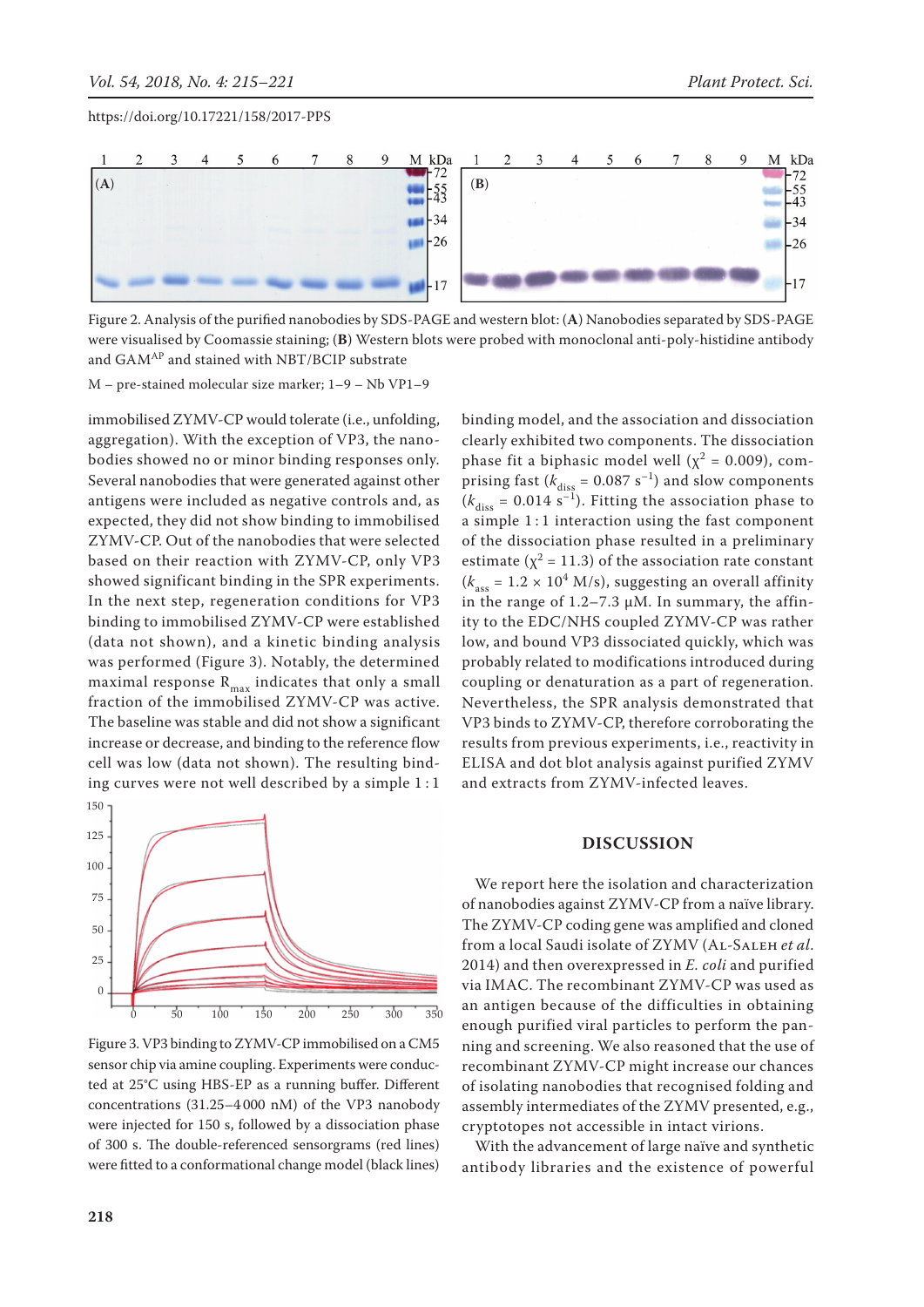1 2 3 4 5 6 7 8 9 M kDa
(A)
72
55
43
34
26
17

1 2 3 4 5 6 7 8 9 M kDa
(B)
72
55
43
34
26
17

Figure 2. Analysis of the purified nanobodies by SDS-PAGE and western blot: (**A**) Nanobodies separated by SDS-PAGE were visualised by Coomassie staining; (**B**) Western blots were probed with monoclonal anti-poly-histidine antibody and GAM$^{AP}$ and stained with NBT/BCIP substrate

M – pre-stained molecular size marker; 1–9 – Nb VP1–9

immobilised ZYMV-CP would tolerate (i.e., unfolding, aggregation). With the exception of VP3, the nanobodies showed no or minor binding responses only. Several nanobodies that were generated against other antigens were included as negative controls and, as expected, they did not show binding to immobilised ZYMV-CP. Out of the nanobodies that were selected based on their reaction with ZYMV-CP, only VP3 showed significant binding in the SPR experiments. In the next step, regeneration conditions for VP3 binding to immobilised ZYMV-CP were established (data not shown), and a kinetic binding analysis was performed (Figure 3). Notably, the determined maximal response $R_{max}$ indicates that only a small fraction of the immobilised ZYMV-CP was active. The baseline was stable and did not show a significant increase or decrease, and binding to the reference flow cell was low (data not shown). The resulting binding curves were not well described by a simple 1 : 1 binding model, and the association and dissociation clearly exhibited two components. The dissociation phase fit a biphasic model well ($\chi^2$ = 0.009), comprising fast ($k_{diss}$ = 0.087 s$^{-1}$) and slow components ($k_{diss}$ = 0.014 s$^{-1}$). Fitting the association phase to a simple 1 : 1 interaction using the fast component of the dissociation phase resulted in a preliminary estimate ($\chi^2$ = 11.3) of the association rate constant ($k_{ass}$ = 1.2 × 10$^4$ M/s), suggesting an overall affinity in the range of 1.2–7.3 μM. In summary, the affinity to the EDC/NHS coupled ZYMV-CP was rather low, and bound VP3 dissociated quickly, which was probably related to modifications introduced during coupling or denaturation as a part of regeneration. Nevertheless, the SPR analysis demonstrated that VP3 binds to ZYMV-CP, therefore corroborating the results from previous experiments, i.e., reactivity in ELISA and dot blot analysis against purified ZYMV and extracts from ZYMV-infected leaves.

150
125
100
75
50
25
0
0 50 100 150 200 250 300 350

Figure 3. VP3 binding to ZYMV-CP immobilised on a CM5 sensor chip via amine coupling. Experiments were conducted at 25°C using HBS-EP as a running buffer. Different concentrations (31.25–4000 nM) of the VP3 nanobody were injected for 150 s, followed by a dissociation phase of 300 s. The double-referenced sensorgrams (red lines) were fitted to a conformational change model (black lines)

## DISCUSSION

We report here the isolation and characterization of nanobodies against ZYMV-CP from a naïve library. The ZYMV-CP coding gene was amplified and cloned from a local Saudi isolate of ZYMV (Al-Saleh *et al.* 2014) and then overexpressed in *E. coli* and purified via IMAC. The recombinant ZYMV-CP was used as an antigen because of the difficulties in obtaining enough purified viral particles to perform the panning and screening. We also reasoned that the use of recombinant ZYMV-CP might increase our chances of isolating nanobodies that recognised folding and assembly intermediates of the ZYMV presented, e.g., cryptotopes not accessible in intact virions.

With the advancement of large naïve and synthetic antibody libraries and the existence of powerful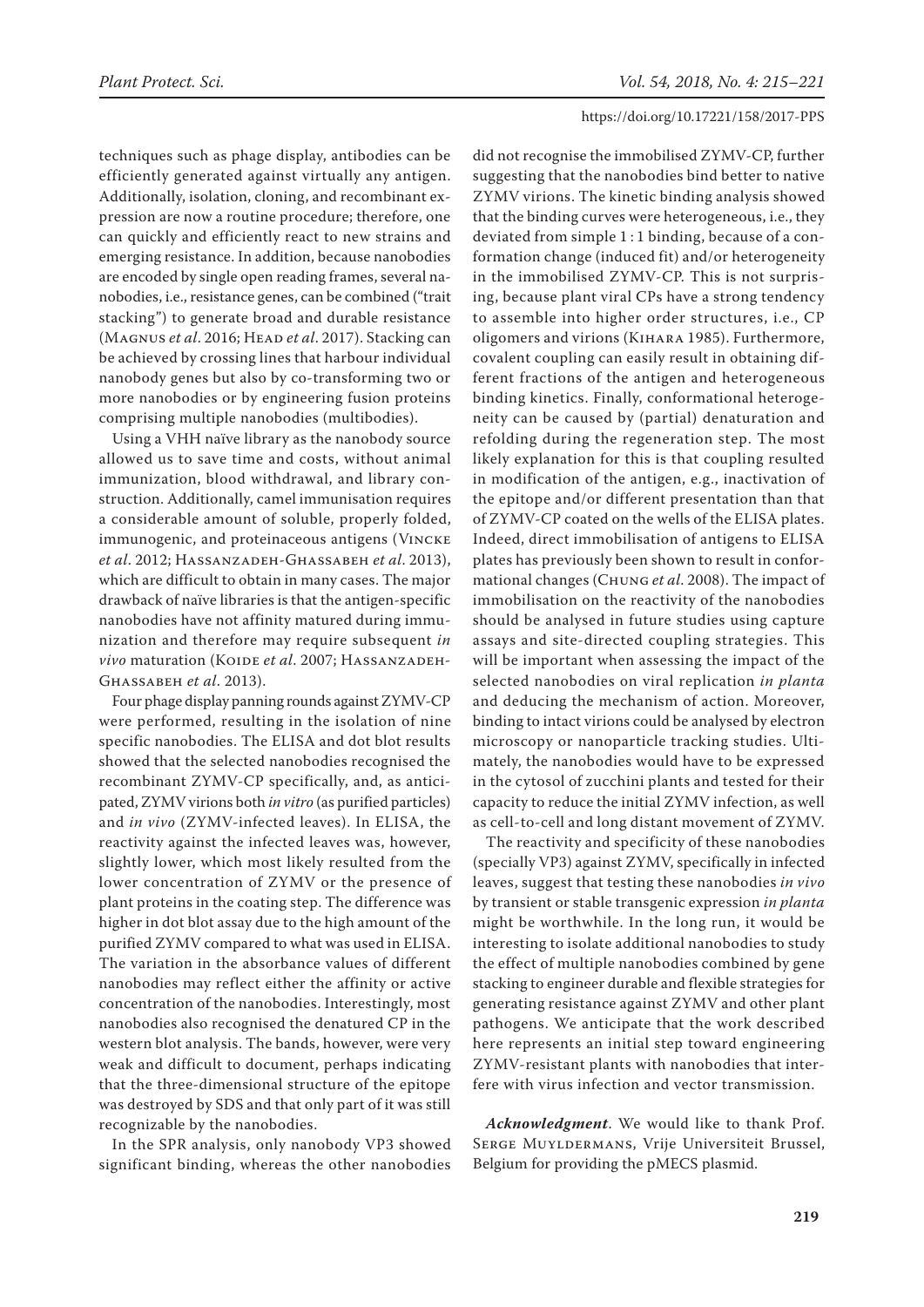techniques such as phage display, antibodies can be efficiently generated against virtually any antigen. Additionally, isolation, cloning, and recombinant expression are now a routine procedure; therefore, one can quickly and efficiently react to new strains and emerging resistance. In addition, because nanobodies are encoded by single open reading frames, several nanobodies, i.e., resistance genes, can be combined ("trait stacking") to generate broad and durable resistance (Magnus *et al*. 2016; Head *et al*. 2017). Stacking can be achieved by crossing lines that harbour individual nanobody genes but also by co-transforming two or more nanobodies or by engineering fusion proteins comprising multiple nanobodies (multibodies).

Using a VHH naïve library as the nanobody source allowed us to save time and costs, without animal immunization, blood withdrawal, and library construction. Additionally, camel immunisation requires a considerable amount of soluble, properly folded, immunogenic, and proteinaceous antigens (Vincke *et al*. 2012; Hassanzadeh-Ghassabeh *et al*. 2013), which are difficult to obtain in many cases. The major drawback of naïve libraries is that the antigen-specific nanobodies have not affinity matured during immunization and therefore may require subsequent *in vivo* maturation (Koide *et al*. 2007; Hassanzadeh-Ghassabeh *et al*. 2013).

Four phage display panning rounds against ZYMV-CP were performed, resulting in the isolation of nine specific nanobodies. The ELISA and dot blot results showed that the selected nanobodies recognised the recombinant ZYMV-CP specifically, and, as anticipated, ZYMV virions both *in vitro* (as purified particles) and *in vivo* (ZYMV-infected leaves). In ELISA, the reactivity against the infected leaves was, however, slightly lower, which most likely resulted from the lower concentration of ZYMV or the presence of plant proteins in the coating step. The difference was higher in dot blot assay due to the high amount of the purified ZYMV compared to what was used in ELISA. The variation in the absorbance values of different nanobodies may reflect either the affinity or active concentration of the nanobodies. Interestingly, most nanobodies also recognised the denatured CP in the western blot analysis. The bands, however, were very weak and difficult to document, perhaps indicating that the three-dimensional structure of the epitope was destroyed by SDS and that only part of it was still recognizable by the nanobodies.

In the SPR analysis, only nanobody VP3 showed significant binding, whereas the other nanobodies did not recognise the immobilised ZYMV-CP, further suggesting that the nanobodies bind better to native ZYMV virions. The kinetic binding analysis showed that the binding curves were heterogeneous, i.e., they deviated from simple 1 : 1 binding, because of a conformation change (induced fit) and/or heterogeneity in the immobilised ZYMV-CP. This is not surprising, because plant viral CPs have a strong tendency to assemble into higher order structures, i.e., CP oligomers and virions (Kihara 1985). Furthermore, covalent coupling can easily result in obtaining different fractions of the antigen and heterogeneous binding kinetics. Finally, conformational heterogeneity can be caused by (partial) denaturation and refolding during the regeneration step. The most likely explanation for this is that coupling resulted in modification of the antigen, e.g., inactivation of the epitope and/or different presentation than that of ZYMV-CP coated on the wells of the ELISA plates. Indeed, direct immobilisation of antigens to ELISA plates has previously been shown to result in conformational changes (Chung *et al*. 2008). The impact of immobilisation on the reactivity of the nanobodies should be analysed in future studies using capture assays and site-directed coupling strategies. This will be important when assessing the impact of the selected nanobodies on viral replication *in planta* and deducing the mechanism of action. Moreover, binding to intact virions could be analysed by electron microscopy or nanoparticle tracking studies. Ultimately, the nanobodies would have to be expressed in the cytosol of zucchini plants and tested for their capacity to reduce the initial ZYMV infection, as well as cell-to-cell and long distant movement of ZYMV.

The reactivity and specificity of these nanobodies (specially VP3) against ZYMV, specifically in infected leaves, suggest that testing these nanobodies *in vivo* by transient or stable transgenic expression *in planta* might be worthwhile. In the long run, it would be interesting to isolate additional nanobodies to study the effect of multiple nanobodies combined by gene stacking to engineer durable and flexible strategies for generating resistance against ZYMV and other plant pathogens. We anticipate that the work described here represents an initial step toward engineering ZYMV-resistant plants with nanobodies that interfere with virus infection and vector transmission.

***Acknowledgment***. We would like to thank Prof. Serge Muyldermans, Vrije Universiteit Brussel, Belgium for providing the pMECS plasmid.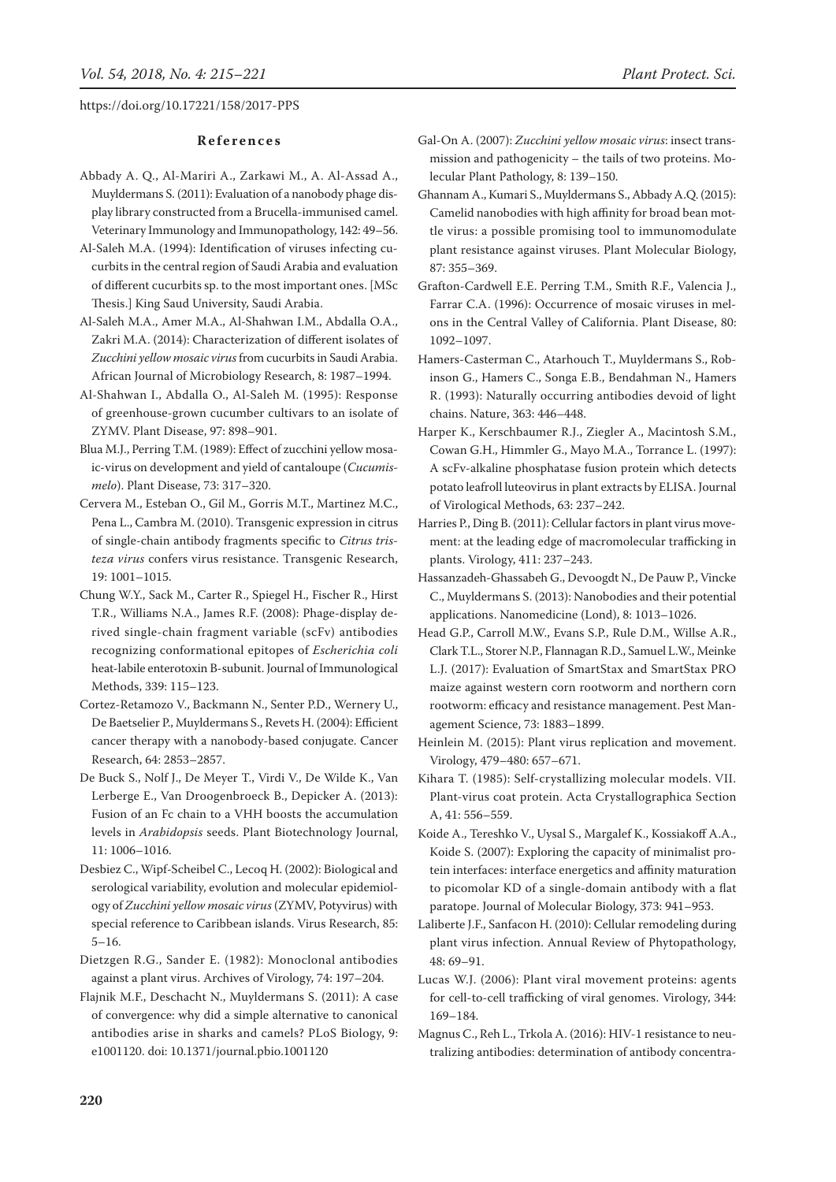https://doi.org/10.17221/158/2017-PPS

## References

Abbady A. Q., Al-Mariri A., Zarkawi M., A. Al-Assad A., Muyldermans S. (2011): Evaluation of a nanobody phage display library constructed from a Brucella-immunised camel. Veterinary Immunology and Immunopathology, 142: 49–56.

Al-Saleh M.A. (1994): Identification of viruses infecting cucurbits in the central region of Saudi Arabia and evaluation of different cucurbits sp. to the most important ones. [MSc Thesis.] King Saud University, Saudi Arabia.

Al-Saleh M.A., Amer M.A., Al-Shahwan I.M., Abdalla O.A., Zakri M.A. (2014): Characterization of different isolates of *Zucchini yellow mosaic virus* from cucurbits in Saudi Arabia. African Journal of Microbiology Research, 8: 1987–1994.

Al-Shahwan I., Abdalla O., Al-Saleh M. (1995): Response of greenhouse-grown cucumber cultivars to an isolate of ZYMV. Plant Disease, 97: 898–901.

Blua M.J., Perring T.M. (1989): Effect of zucchini yellow mosaic-virus on development and yield of cantaloupe (*Cucumis-melo*). Plant Disease, 73: 317–320.

Cervera M., Esteban O., Gil M., Gorris M.T., Martinez M.C., Pena L., Cambra M. (2010). Transgenic expression in citrus of single-chain antibody fragments specific to *Citrus tristeza virus* confers virus resistance. Transgenic Research, 19: 1001–1015.

Chung W.Y., Sack M., Carter R., Spiegel H., Fischer R., Hirst T.R., Williams N.A., James R.F. (2008): Phage-display derived single-chain fragment variable (scFv) antibodies recognizing conformational epitopes of *Escherichia coli* heat-labile enterotoxin B-subunit. Journal of Immunological Methods, 339: 115–123.

Cortez-Retamozo V., Backmann N., Senter P.D., Wernery U., De Baetselier P., Muyldermans S., Revets H. (2004): Efficient cancer therapy with a nanobody-based conjugate. Cancer Research, 64: 2853–2857.

De Buck S., Nolf J., De Meyer T., Virdi V., De Wilde K., Van Lerberge E., Van Droogenbroeck B., Depicker A. (2013): Fusion of an Fc chain to a VHH boosts the accumulation levels in *Arabidopsis* seeds. Plant Biotechnology Journal, 11: 1006–1016.

Desbiez C., Wipf-Scheibel C., Lecoq H. (2002): Biological and serological variability, evolution and molecular epidemiology of *Zucchini yellow mosaic virus* (ZYMV, Potyvirus) with special reference to Caribbean islands. Virus Research, 85: 5–16.

Dietzgen R.G., Sander E. (1982): Monoclonal antibodies against a plant virus. Archives of Virology, 74: 197–204.

Flajnik M.F., Deschacht N., Muyldermans S. (2011): A case of convergence: why did a simple alternative to canonical antibodies arise in sharks and camels? PLoS Biology, 9: e1001120. doi: 10.1371/journal.pbio.1001120

Gal-On A. (2007): *Zucchini yellow mosaic virus*: insect transmission and pathogenicity – the tails of two proteins. Molecular Plant Pathology, 8: 139–150.

Ghannam A., Kumari S., Muyldermans S., Abbady A.Q. (2015): Camelid nanobodies with high affinity for broad bean mottle virus: a possible promising tool to immunomodulate plant resistance against viruses. Plant Molecular Biology, 87: 355–369.

Grafton-Cardwell E.E. Perring T.M., Smith R.F., Valencia J., Farrar C.A. (1996): Occurrence of mosaic viruses in melons in the Central Valley of California. Plant Disease, 80: 1092–1097.

Hamers-Casterman C., Atarhouch T., Muyldermans S., Robinson G., Hamers C., Songa E.B., Bendahman N., Hamers R. (1993): Naturally occurring antibodies devoid of light chains. Nature, 363: 446–448.

Harper K., Kerschbaumer R.J., Ziegler A., Macintosh S.M., Cowan G.H., Himmler G., Mayo M.A., Torrance L. (1997): A scFv-alkaline phosphatase fusion protein which detects potato leafroll luteovirus in plant extracts by ELISA. Journal of Virological Methods, 63: 237–242.

Harries P., Ding B. (2011): Cellular factors in plant virus movement: at the leading edge of macromolecular trafficking in plants. Virology, 411: 237–243.

Hassanzadeh-Ghassabeh G., Devoogdt N., De Pauw P., Vincke C., Muyldermans S. (2013): Nanobodies and their potential applications. Nanomedicine (Lond), 8: 1013–1026.

Head G.P., Carroll M.W., Evans S.P., Rule D.M., Willse A.R., Clark T.L., Storer N.P., Flannagan R.D., Samuel L.W., Meinke L.J. (2017): Evaluation of SmartStax and SmartStax PRO maize against western corn rootworm and northern corn rootworm: efficacy and resistance management. Pest Management Science, 73: 1883–1899.

Heinlein M. (2015): Plant virus replication and movement. Virology, 479–480: 657–671.

Kihara T. (1985): Self-crystallizing molecular models. VII. Plant-virus coat protein. Acta Crystallographica Section A, 41: 556–559.

Koide A., Tereshko V., Uysal S., Margalef K., Kossiakoff A.A., Koide S. (2007): Exploring the capacity of minimalist protein interfaces: interface energetics and affinity maturation to picomolar KD of a single-domain antibody with a flat paratope. Journal of Molecular Biology, 373: 941–953.

Laliberte J.F., Sanfacon H. (2010): Cellular remodeling during plant virus infection. Annual Review of Phytopathology, 48: 69–91.

Lucas W.J. (2006): Plant viral movement proteins: agents for cell-to-cell trafficking of viral genomes. Virology, 344: 169–184.

Magnus C., Reh L., Trkola A. (2016): HIV-1 resistance to neutralizing antibodies: determination of antibody concentra-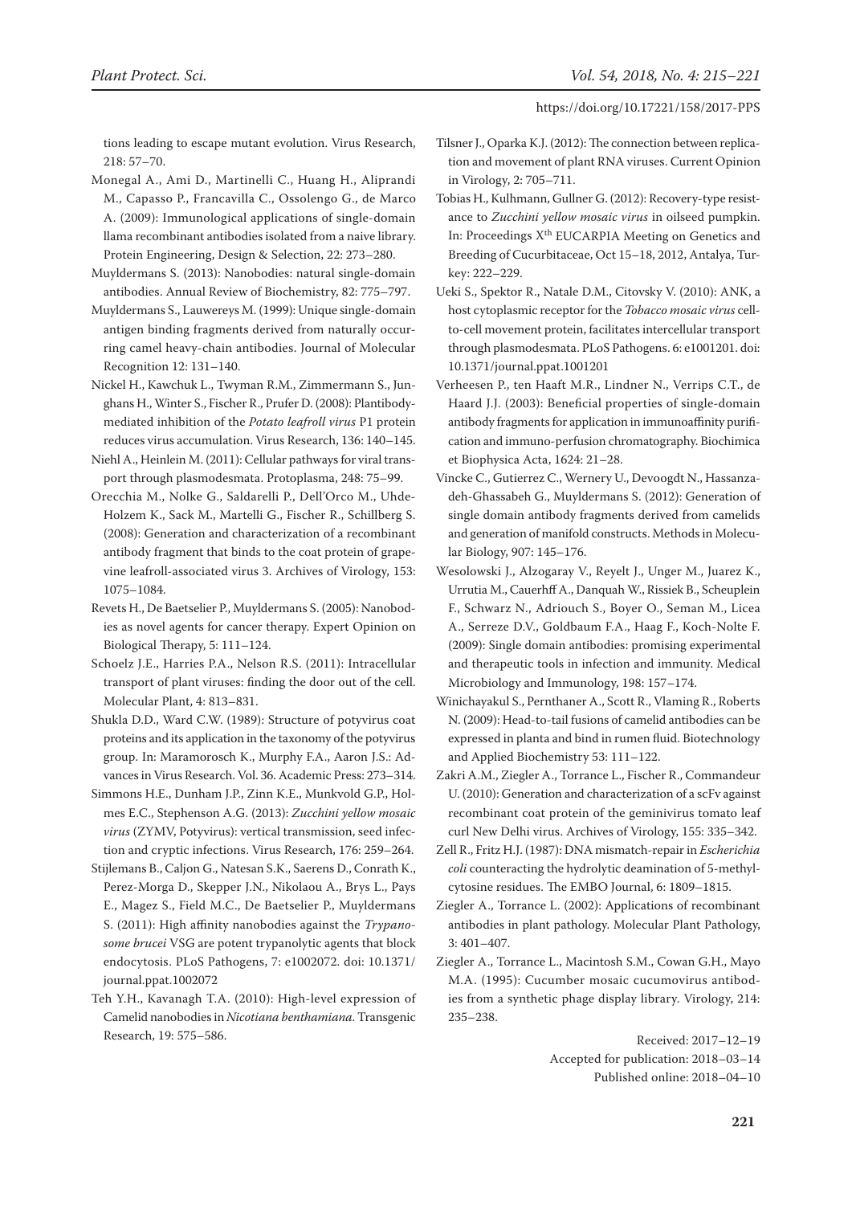tions leading to escape mutant evolution. Virus Research, 218: 57–70.

Monegal A., Ami D., Martinelli C., Huang H., Aliprandi M., Capasso P., Francavilla C., Ossolengo G., de Marco A. (2009): Immunological applications of single-domain llama recombinant antibodies isolated from a naive library. Protein Engineering, Design & Selection, 22: 273–280.

Muyldermans S. (2013): Nanobodies: natural single-domain antibodies. Annual Review of Biochemistry, 82: 775–797.

Muyldermans S., Lauwereys M. (1999): Unique single-domain antigen binding fragments derived from naturally occurring camel heavy-chain antibodies. Journal of Molecular Recognition 12: 131–140.

Nickel H., Kawchuk L., Twyman R.M., Zimmermann S., Junghans H., Winter S., Fischer R., Prufer D. (2008): Plantibody-mediated inhibition of the *Potato leafroll virus* P1 protein reduces virus accumulation. Virus Research, 136: 140–145.

Niehl A., Heinlein M. (2011): Cellular pathways for viral transport through plasmodesmata. Protoplasma, 248: 75–99.

Orecchia M., Nolke G., Saldarelli P., Dell'Orco M., Uhde-Holzem K., Sack M., Martelli G., Fischer R., Schillberg S. (2008): Generation and characterization of a recombinant antibody fragment that binds to the coat protein of grapevine leafroll-associated virus 3. Archives of Virology, 153: 1075–1084.

Revets H., De Baetselier P., Muyldermans S. (2005): Nanobodies as novel agents for cancer therapy. Expert Opinion on Biological Therapy, 5: 111–124.

Schoelz J.E., Harries P.A., Nelson R.S. (2011): Intracellular transport of plant viruses: finding the door out of the cell. Molecular Plant, 4: 813–831.

Shukla D.D., Ward C.W. (1989): Structure of potyvirus coat proteins and its application in the taxonomy of the potyvirus group. In: Maramorosch K., Murphy F.A., Aaron J.S.: Advances in Virus Research. Vol. 36. Academic Press: 273–314.

Simmons H.E., Dunham J.P., Zinn K.E., Munkvold G.P., Holmes E.C., Stephenson A.G. (2013): *Zucchini yellow mosaic virus* (ZYMV, Potyvirus): vertical transmission, seed infection and cryptic infections. Virus Research, 176: 259–264.

Stijlemans B., Caljon G., Natesan S.K., Saerens D., Conrath K., Perez-Morga D., Skepper J.N., Nikolaou A., Brys L., Pays E., Magez S., Field M.C., De Baetselier P., Muyldermans S. (2011): High affinity nanobodies against the *Trypanosome brucei* VSG are potent trypanolytic agents that block endocytosis. PLoS Pathogens, 7: e1002072. doi: 10.1371/journal.ppat.1002072

Teh Y.H., Kavanagh T.A. (2010): High-level expression of Camelid nanobodies in *Nicotiana benthamiana*. Transgenic Research, 19: 575–586.

Tilsner J., Oparka K.J. (2012): The connection between replication and movement of plant RNA viruses. Current Opinion in Virology, 2: 705–711.

Tobias H., Kulhmann, Gullner G. (2012): Recovery-type resistance to *Zucchini yellow mosaic virus* in oilseed pumpkin. In: Proceedings X$^{th}$ EUCARPIA Meeting on Genetics and Breeding of Cucurbitaceae, Oct 15–18, 2012, Antalya, Turkey: 222–229.

Ueki S., Spektor R., Natale D.M., Citovsky V. (2010): ANK, a host cytoplasmic receptor for the *Tobacco mosaic virus* cell-to-cell movement protein, facilitates intercellular transport through plasmodesmata. PLoS Pathogens. 6: e1001201. doi: 10.1371/journal.ppat.1001201

Verheesen P., ten Haaft M.R., Lindner N., Verrips C.T., de Haard J.J. (2003): Beneficial properties of single-domain antibody fragments for application in immunoaffinity purification and immuno-perfusion chromatography. Biochimica et Biophysica Acta, 1624: 21–28.

Vincke C., Gutierrez C., Wernery U., Devoogdt N., Hassanzadeh-Ghassabeh G., Muyldermans S. (2012): Generation of single domain antibody fragments derived from camelids and generation of manifold constructs. Methods in Molecular Biology, 907: 145–176.

Wesolowski J., Alzogaray V., Reyelt J., Unger M., Juarez K., Urrutia M., Cauerhff A., Danquah W., Rissiek B., Scheuplein F., Schwarz N., Adriouch S., Boyer O., Seman M., Licea A., Serreze D.V., Goldbaum F.A., Haag F., Koch-Nolte F. (2009): Single domain antibodies: promising experimental and therapeutic tools in infection and immunity. Medical Microbiology and Immunology, 198: 157–174.

Winichayakul S., Pernthaner A., Scott R., Vlaming R., Roberts N. (2009): Head-to-tail fusions of camelid antibodies can be expressed in planta and bind in rumen fluid. Biotechnology and Applied Biochemistry 53: 111–122.

Zakri A.M., Ziegler A., Torrance L., Fischer R., Commandeur U. (2010): Generation and characterization of a scFv against recombinant coat protein of the geminivirus tomato leaf curl New Delhi virus. Archives of Virology, 155: 335–342.

Zell R., Fritz H.J. (1987): DNA mismatch-repair in *Escherichia coli* counteracting the hydrolytic deamination of 5-methylcytosine residues. The EMBO Journal, 6: 1809–1815.

Ziegler A., Torrance L. (2002): Applications of recombinant antibodies in plant pathology. Molecular Plant Pathology, 3: 401–407.

Ziegler A., Torrance L., Macintosh S.M., Cowan G.H., Mayo M.A. (1995): Cucumber mosaic cucumovirus antibodies from a synthetic phage display library. Virology, 214: 235–238.

Received: 2017–12–19
Accepted for publication: 2018–03–14
Published online: 2018–04–10